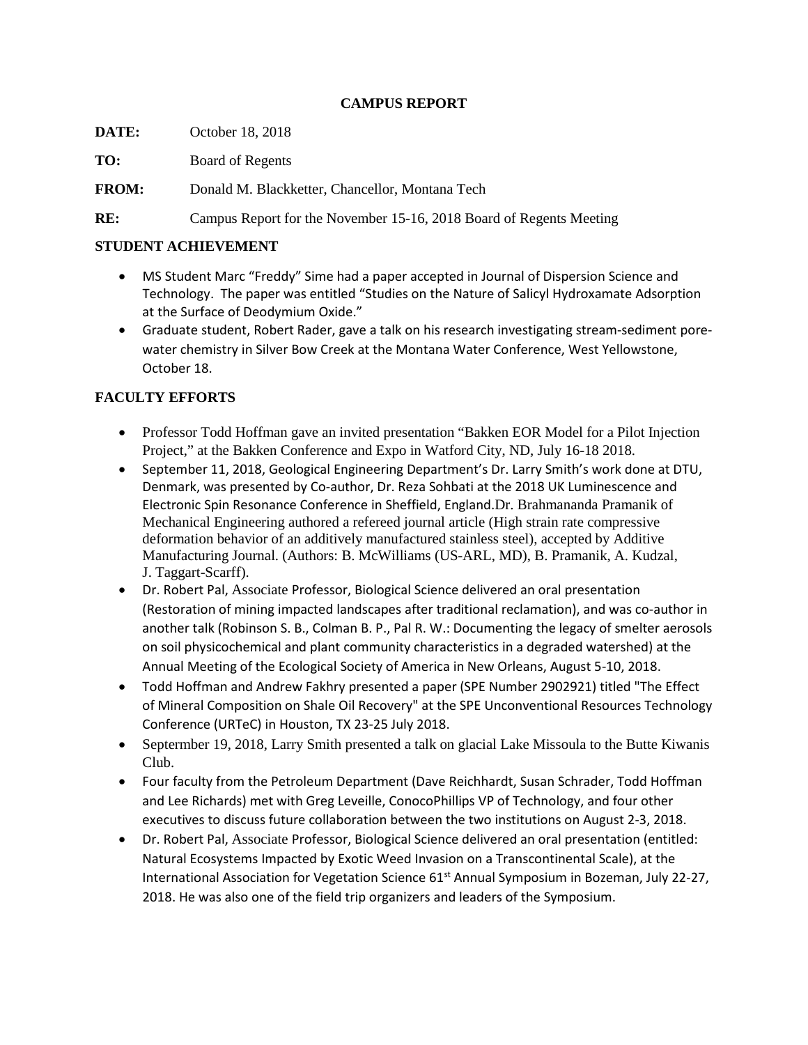**CAMPUS REPORT**

**DATE:** October 18, 2018

**TO:** Board of Regents

**FROM:** Donald M. Blackketter, Chancellor, Montana Tech

**RE:** Campus Report for the November 15-16, 2018 Board of Regents Meeting

## STUDENT ACHIEVEMENT

- MS Student Marc "Freddy" Sime had a paper accepted in Journal of Dispersion Science and Technology. The paper was entitled "Studies on the Nature of Salicyl Hydroxamate Adsorption at the Surface of Deodymium Oxide."
- Graduate student, Robert Rader, gave a talk on his research investigating stream-sediment pore-water chemistry in Silver Bow Creek at the Montana Water Conference, West Yellowstone, October 18.

## FACULTY EFFORTS

- Professor Todd Hoffman gave an invited presentation "Bakken EOR Model for a Pilot Injection Project," at the Bakken Conference and Expo in Watford City, ND, July 16-18 2018.
- September 11, 2018, Geological Engineering Department's Dr. Larry Smith's work done at DTU, Denmark, was presented by Co-author, Dr. Reza Sohbati at the 2018 UK Luminescence and Electronic Spin Resonance Conference in Sheffield, England.Dr. Brahmananda Pramanik of Mechanical Engineering authored a refereed journal article (High strain rate compressive deformation behavior of an additively manufactured stainless steel), accepted by Additive Manufacturing Journal. (Authors: B. McWilliams (US-ARL, MD), B. Pramanik, A. Kudzal, J. Taggart-Scarff).
- Dr. Robert Pal, Associate Professor, Biological Science delivered an oral presentation (Restoration of mining impacted landscapes after traditional reclamation), and was co-author in another talk (Robinson S. B., Colman B. P., Pal R. W.: Documenting the legacy of smelter aerosols on soil physicochemical and plant community characteristics in a degraded watershed) at the Annual Meeting of the Ecological Society of America in New Orleans, August 5-10, 2018.
- Todd Hoffman and Andrew Fakhry presented a paper (SPE Number 2902921) titled "The Effect of Mineral Composition on Shale Oil Recovery" at the SPE Unconventional Resources Technology Conference (URTeC) in Houston, TX 23-25 July 2018.
- Septermber 19, 2018, Larry Smith presented a talk on glacial Lake Missoula to the Butte Kiwanis Club.
- Four faculty from the Petroleum Department (Dave Reichhardt, Susan Schrader, Todd Hoffman and Lee Richards) met with Greg Leveille, ConocoPhillips VP of Technology, and four other executives to discuss future collaboration between the two institutions on August 2-3, 2018.
- Dr. Robert Pal, Associate Professor, Biological Science delivered an oral presentation (entitled: Natural Ecosystems Impacted by Exotic Weed Invasion on a Transcontinental Scale), at the International Association for Vegetation Science 61st Annual Symposium in Bozeman, July 22-27, 2018. He was also one of the field trip organizers and leaders of the Symposium.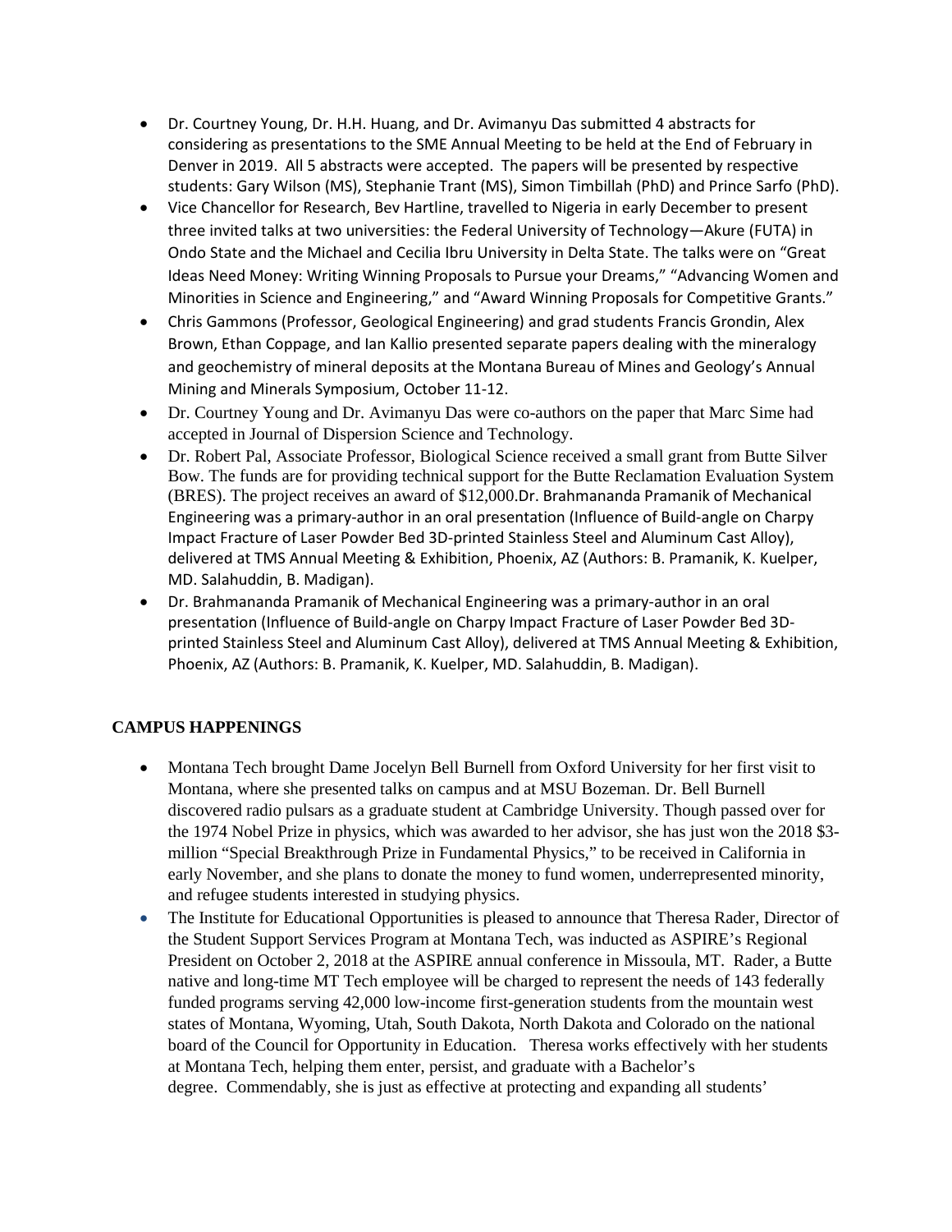- Dr. Courtney Young, Dr. H.H. Huang, and Dr. Avimanyu Das submitted 4 abstracts for considering as presentations to the SME Annual Meeting to be held at the End of February in Denver in 2019. All 5 abstracts were accepted. The papers will be presented by respective students: Gary Wilson (MS), Stephanie Trant (MS), Simon Timbillah (PhD) and Prince Sarfo (PhD).
- Vice Chancellor for Research, Bev Hartline, travelled to Nigeria in early December to present three invited talks at two universities: the Federal University of Technology—Akure (FUTA) in Ondo State and the Michael and Cecilia Ibru University in Delta State. The talks were on "Great Ideas Need Money: Writing Winning Proposals to Pursue your Dreams," "Advancing Women and Minorities in Science and Engineering," and "Award Winning Proposals for Competitive Grants."
- Chris Gammons (Professor, Geological Engineering) and grad students Francis Grondin, Alex Brown, Ethan Coppage, and Ian Kallio presented separate papers dealing with the mineralogy and geochemistry of mineral deposits at the Montana Bureau of Mines and Geology's Annual Mining and Minerals Symposium, October 11-12.
- Dr. Courtney Young and Dr. Avimanyu Das were co-authors on the paper that Marc Sime had accepted in Journal of Dispersion Science and Technology.
- Dr. Robert Pal, Associate Professor, Biological Science received a small grant from Butte Silver Bow. The funds are for providing technical support for the Butte Reclamation Evaluation System (BRES). The project receives an award of $12,000.Dr. Brahmananda Pramanik of Mechanical Engineering was a primary-author in an oral presentation (Influence of Build-angle on Charpy Impact Fracture of Laser Powder Bed 3D-printed Stainless Steel and Aluminum Cast Alloy), delivered at TMS Annual Meeting & Exhibition, Phoenix, AZ (Authors: B. Pramanik, K. Kuelper, MD. Salahuddin, B. Madigan).
- Dr. Brahmananda Pramanik of Mechanical Engineering was a primary-author in an oral presentation (Influence of Build-angle on Charpy Impact Fracture of Laser Powder Bed 3D-printed Stainless Steel and Aluminum Cast Alloy), delivered at TMS Annual Meeting & Exhibition, Phoenix, AZ (Authors: B. Pramanik, K. Kuelper, MD. Salahuddin, B. Madigan).

## CAMPUS HAPPENINGS

- Montana Tech brought Dame Jocelyn Bell Burnell from Oxford University for her first visit to Montana, where she presented talks on campus and at MSU Bozeman. Dr. Bell Burnell discovered radio pulsars as a graduate student at Cambridge University. Though passed over for the 1974 Nobel Prize in physics, which was awarded to her advisor, she has just won the 2018 $3-million "Special Breakthrough Prize in Fundamental Physics," to be received in California in early November, and she plans to donate the money to fund women, underrepresented minority, and refugee students interested in studying physics.
- The Institute for Educational Opportunities is pleased to announce that Theresa Rader, Director of the Student Support Services Program at Montana Tech, was inducted as ASPIRE's Regional President on October 2, 2018 at the ASPIRE annual conference in Missoula, MT. Rader, a Butte native and long-time MT Tech employee will be charged to represent the needs of 143 federally funded programs serving 42,000 low-income first-generation students from the mountain west states of Montana, Wyoming, Utah, South Dakota, North Dakota and Colorado on the national board of the Council for Opportunity in Education. Theresa works effectively with her students at Montana Tech, helping them enter, persist, and graduate with a Bachelor's degree. Commendably, she is just as effective at protecting and expanding all students'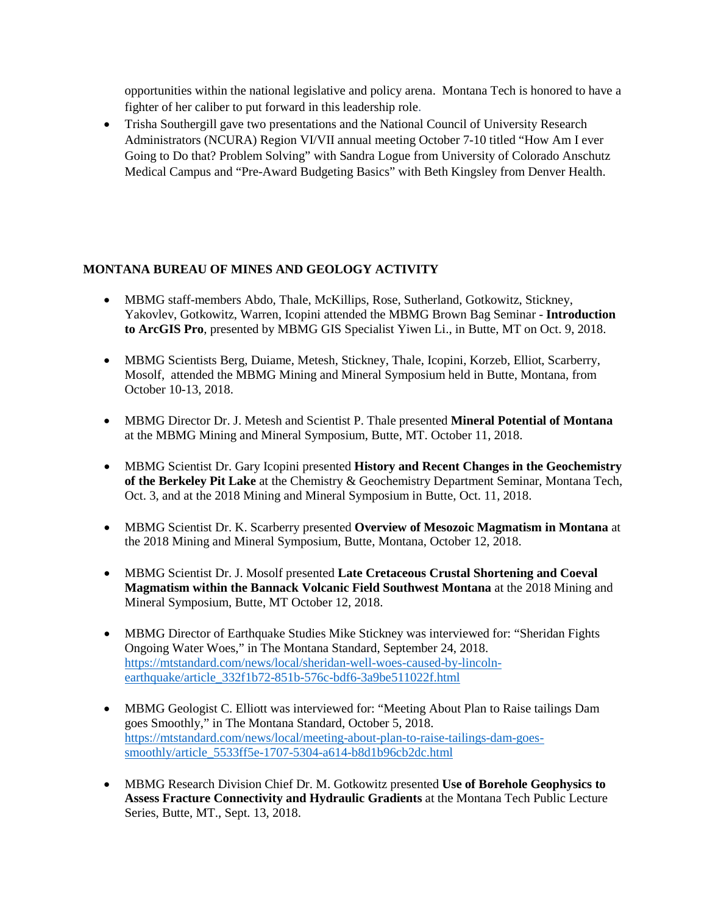opportunities within the national legislative and policy arena. Montana Tech is honored to have a fighter of her caliber to put forward in this leadership role.

- Trisha Southergill gave two presentations and the National Council of University Research Administrators (NCURA) Region VI/VII annual meeting October 7-10 titled "How Am I ever Going to Do that? Problem Solving" with Sandra Logue from University of Colorado Anschutz Medical Campus and "Pre-Award Budgeting Basics" with Beth Kingsley from Denver Health.

## MONTANA BUREAU OF MINES AND GEOLOGY ACTIVITY

- MBMG staff-members Abdo, Thale, McKillips, Rose, Sutherland, Gotkowitz, Stickney, Yakovlev, Gotkowitz, Warren, Icopini attended the MBMG Brown Bag Seminar - **Introduction to ArcGIS Pro**, presented by MBMG GIS Specialist Yiwen Li., in Butte, MT on Oct. 9, 2018.

- MBMG Scientists Berg, Duiame, Metesh, Stickney, Thale, Icopini, Korzeb, Elliot, Scarberry, Mosolf, attended the MBMG Mining and Mineral Symposium held in Butte, Montana, from October 10-13, 2018.

- MBMG Director Dr. J. Metesh and Scientist P. Thale presented **Mineral Potential of Montana** at the MBMG Mining and Mineral Symposium, Butte, MT. October 11, 2018.

- MBMG Scientist Dr. Gary Icopini presented **History and Recent Changes in the Geochemistry of the Berkeley Pit Lake** at the Chemistry & Geochemistry Department Seminar, Montana Tech, Oct. 3, and at the 2018 Mining and Mineral Symposium in Butte, Oct. 11, 2018.

- MBMG Scientist Dr. K. Scarberry presented **Overview of Mesozoic Magmatism in Montana** at the 2018 Mining and Mineral Symposium, Butte, Montana, October 12, 2018.

- MBMG Scientist Dr. J. Mosolf presented **Late Cretaceous Crustal Shortening and Coeval Magmatism within the Bannack Volcanic Field Southwest Montana** at the 2018 Mining and Mineral Symposium, Butte, MT October 12, 2018.

- MBMG Director of Earthquake Studies Mike Stickney was interviewed for: "Sheridan Fights Ongoing Water Woes," in The Montana Standard, September 24, 2018. https://mtstandard.com/news/local/sheridan-well-woes-caused-by-lincoln-earthquake/article_332f1b72-851b-576c-bdf6-3a9be511022f.html

- MBMG Geologist C. Elliott was interviewed for: "Meeting About Plan to Raise tailings Dam goes Smoothly," in The Montana Standard, October 5, 2018. https://mtstandard.com/news/local/meeting-about-plan-to-raise-tailings-dam-goes-smoothly/article_5533ff5e-1707-5304-a614-b8d1b96cb2dc.html

- MBMG Research Division Chief Dr. M. Gotkowitz presented **Use of Borehole Geophysics to Assess Fracture Connectivity and Hydraulic Gradients** at the Montana Tech Public Lecture Series, Butte, MT., Sept. 13, 2018.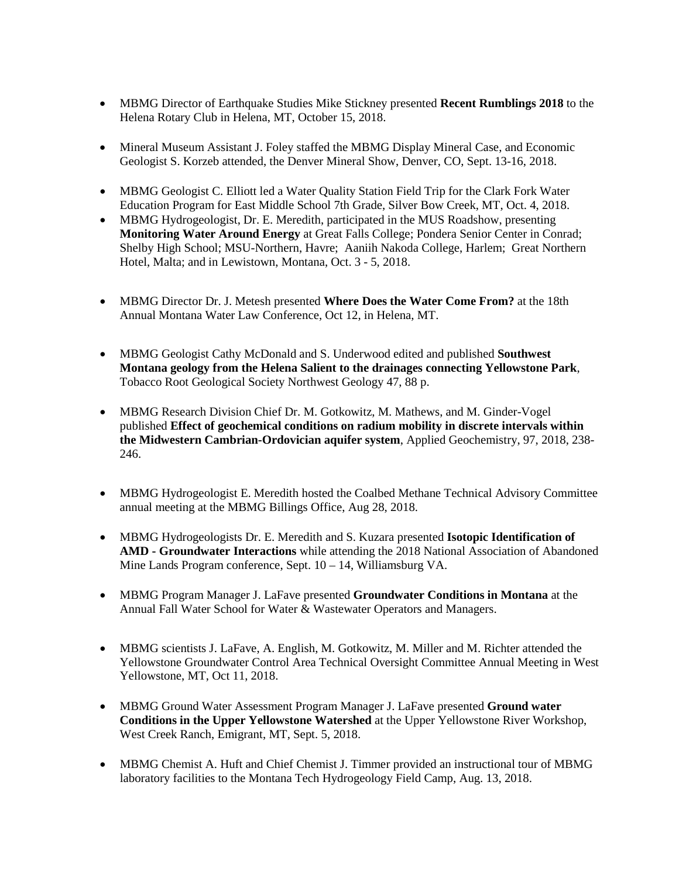- MBMG Director of Earthquake Studies Mike Stickney presented **Recent Rumblings 2018** to the Helena Rotary Club in Helena, MT, October 15, 2018.

- Mineral Museum Assistant J. Foley staffed the MBMG Display Mineral Case, and Economic Geologist S. Korzeb attended, the Denver Mineral Show, Denver, CO, Sept. 13-16, 2018.

- MBMG Geologist C. Elliott led a Water Quality Station Field Trip for the Clark Fork Water Education Program for East Middle School 7th Grade, Silver Bow Creek, MT, Oct. 4, 2018.
- MBMG Hydrogeologist, Dr. E. Meredith, participated in the MUS Roadshow, presenting **Monitoring Water Around Energy** at Great Falls College; Pondera Senior Center in Conrad; Shelby High School; MSU-Northern, Havre; Aaniih Nakoda College, Harlem; Great Northern Hotel, Malta; and in Lewistown, Montana, Oct. 3 - 5, 2018.

- MBMG Director Dr. J. Metesh presented **Where Does the Water Come From?** at the 18th Annual Montana Water Law Conference, Oct 12, in Helena, MT.

- MBMG Geologist Cathy McDonald and S. Underwood edited and published **Southwest Montana geology from the Helena Salient to the drainages connecting Yellowstone Park**, Tobacco Root Geological Society Northwest Geology 47, 88 p.

- MBMG Research Division Chief Dr. M. Gotkowitz, M. Mathews, and M. Ginder-Vogel published **Effect of geochemical conditions on radium mobility in discrete intervals within the Midwestern Cambrian-Ordovician aquifer system**, Applied Geochemistry, 97, 2018, 238-246.

- MBMG Hydrogeologist E. Meredith hosted the Coalbed Methane Technical Advisory Committee annual meeting at the MBMG Billings Office, Aug 28, 2018.

- MBMG Hydrogeologists Dr. E. Meredith and S. Kuzara presented **Isotopic Identification of AMD - Groundwater Interactions** while attending the 2018 National Association of Abandoned Mine Lands Program conference, Sept. 10 – 14, Williamsburg VA.

- MBMG Program Manager J. LaFave presented **Groundwater Conditions in Montana** at the Annual Fall Water School for Water & Wastewater Operators and Managers.

- MBMG scientists J. LaFave, A. English, M. Gotkowitz, M. Miller and M. Richter attended the Yellowstone Groundwater Control Area Technical Oversight Committee Annual Meeting in West Yellowstone, MT, Oct 11, 2018.

- MBMG Ground Water Assessment Program Manager J. LaFave presented **Ground water Conditions in the Upper Yellowstone Watershed** at the Upper Yellowstone River Workshop, West Creek Ranch, Emigrant, MT, Sept. 5, 2018.

- MBMG Chemist A. Huft and Chief Chemist J. Timmer provided an instructional tour of MBMG laboratory facilities to the Montana Tech Hydrogeology Field Camp, Aug. 13, 2018.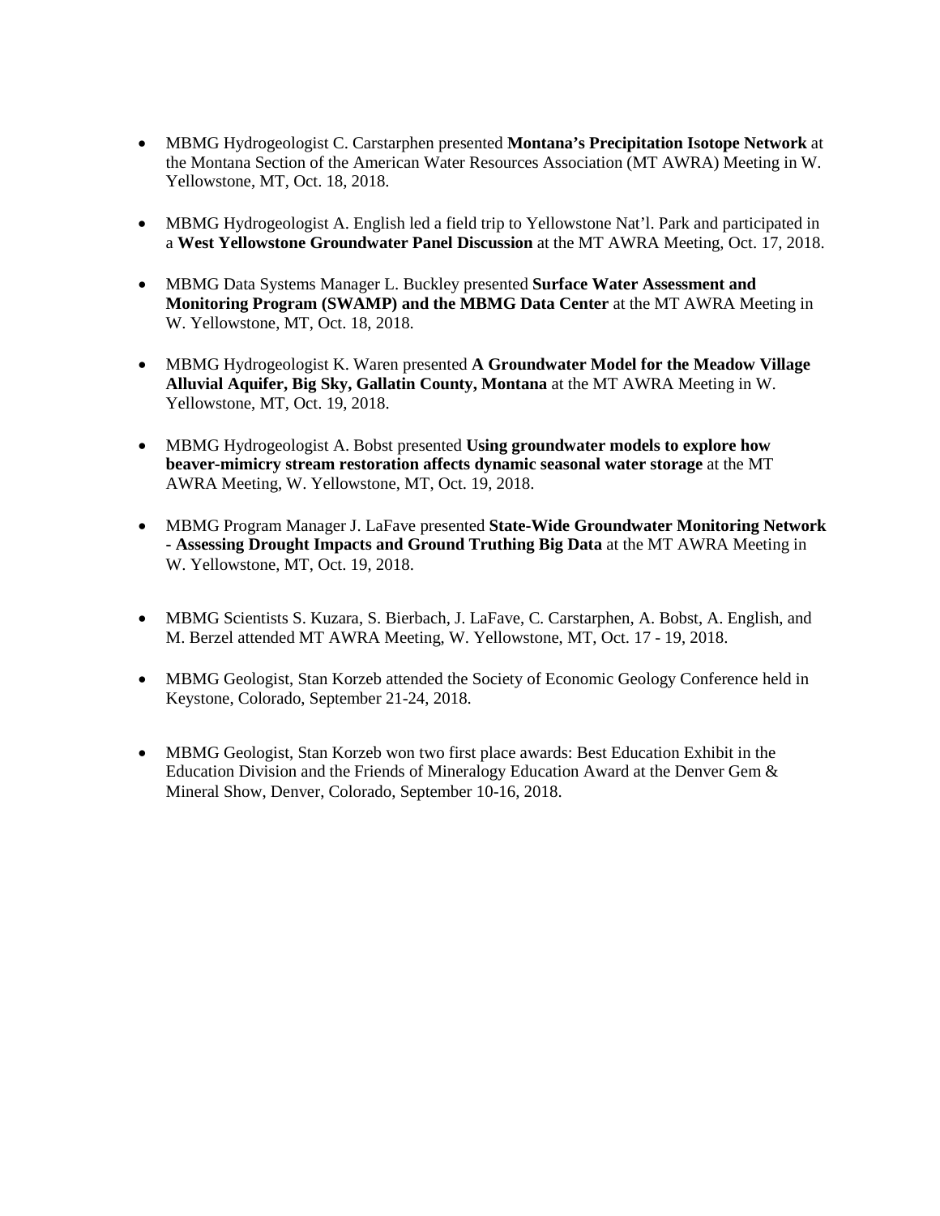- MBMG Hydrogeologist C. Carstarphen presented **Montana's Precipitation Isotope Network** at the Montana Section of the American Water Resources Association (MT AWRA) Meeting in W. Yellowstone, MT, Oct. 18, 2018.

- MBMG Hydrogeologist A. English led a field trip to Yellowstone Nat'l. Park and participated in a **West Yellowstone Groundwater Panel Discussion** at the MT AWRA Meeting, Oct. 17, 2018.

- MBMG Data Systems Manager L. Buckley presented **Surface Water Assessment and Monitoring Program (SWAMP) and the MBMG Data Center** at the MT AWRA Meeting in W. Yellowstone, MT, Oct. 18, 2018.

- MBMG Hydrogeologist K. Waren presented **A Groundwater Model for the Meadow Village Alluvial Aquifer, Big Sky, Gallatin County, Montana** at the MT AWRA Meeting in W. Yellowstone, MT, Oct. 19, 2018.

- MBMG Hydrogeologist A. Bobst presented **Using groundwater models to explore how beaver-mimicry stream restoration affects dynamic seasonal water storage** at the MT AWRA Meeting, W. Yellowstone, MT, Oct. 19, 2018.

- MBMG Program Manager J. LaFave presented **State-Wide Groundwater Monitoring Network - Assessing Drought Impacts and Ground Truthing Big Data** at the MT AWRA Meeting in W. Yellowstone, MT, Oct. 19, 2018.

- MBMG Scientists S. Kuzara, S. Bierbach, J. LaFave, C. Carstarphen, A. Bobst, A. English, and M. Berzel attended MT AWRA Meeting, W. Yellowstone, MT, Oct. 17 - 19, 2018.

- MBMG Geologist, Stan Korzeb attended the Society of Economic Geology Conference held in Keystone, Colorado, September 21-24, 2018.

- MBMG Geologist, Stan Korzeb won two first place awards: Best Education Exhibit in the Education Division and the Friends of Mineralogy Education Award at the Denver Gem & Mineral Show, Denver, Colorado, September 10-16, 2018.